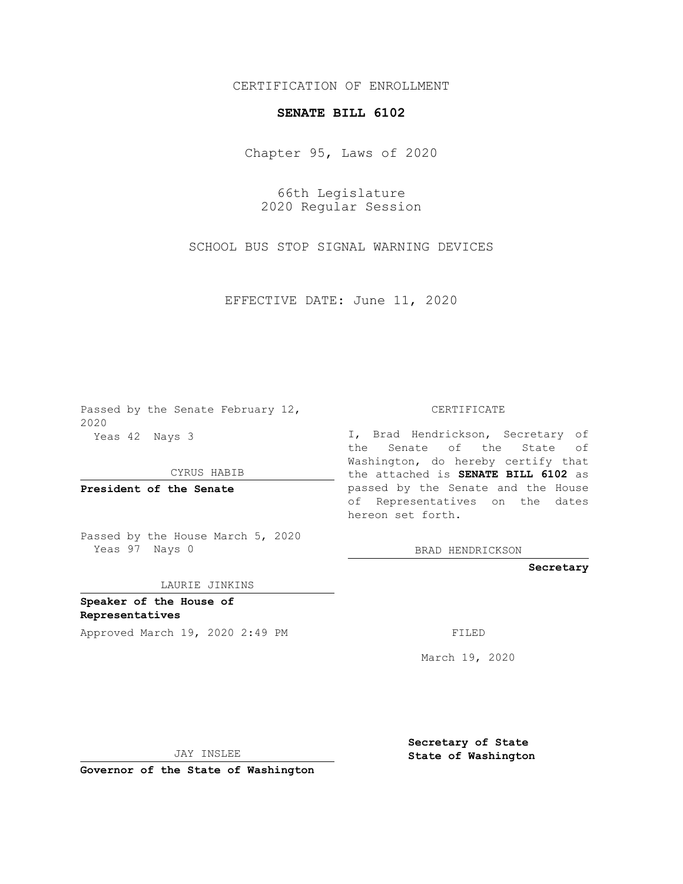CERTIFICATION OF ENROLLMENT

**SENATE BILL 6102**

Chapter 95, Laws of 2020

66th Legislature
2020 Regular Session

SCHOOL BUS STOP SIGNAL WARNING DEVICES

EFFECTIVE DATE: June 11, 2020

Passed by the Senate February 12, 2020
Yeas 42 Nays 3

CYRUS HABIB

**President of the Senate**

Passed by the House March 5, 2020
Yeas 97 Nays 0

LAURIE JINKINS

**Speaker of the House of Representatives**

Approved March 19, 2020 2:49 PM

JAY INSLEE

**Governor of the State of Washington**

CERTIFICATE

I, Brad Hendrickson, Secretary of the Senate of the State of Washington, do hereby certify that the attached is **SENATE BILL 6102** as passed by the Senate and the House of Representatives on the dates hereon set forth.

BRAD HENDRICKSON

**Secretary**

FILED

March 19, 2020

**Secretary of State**
**State of Washington**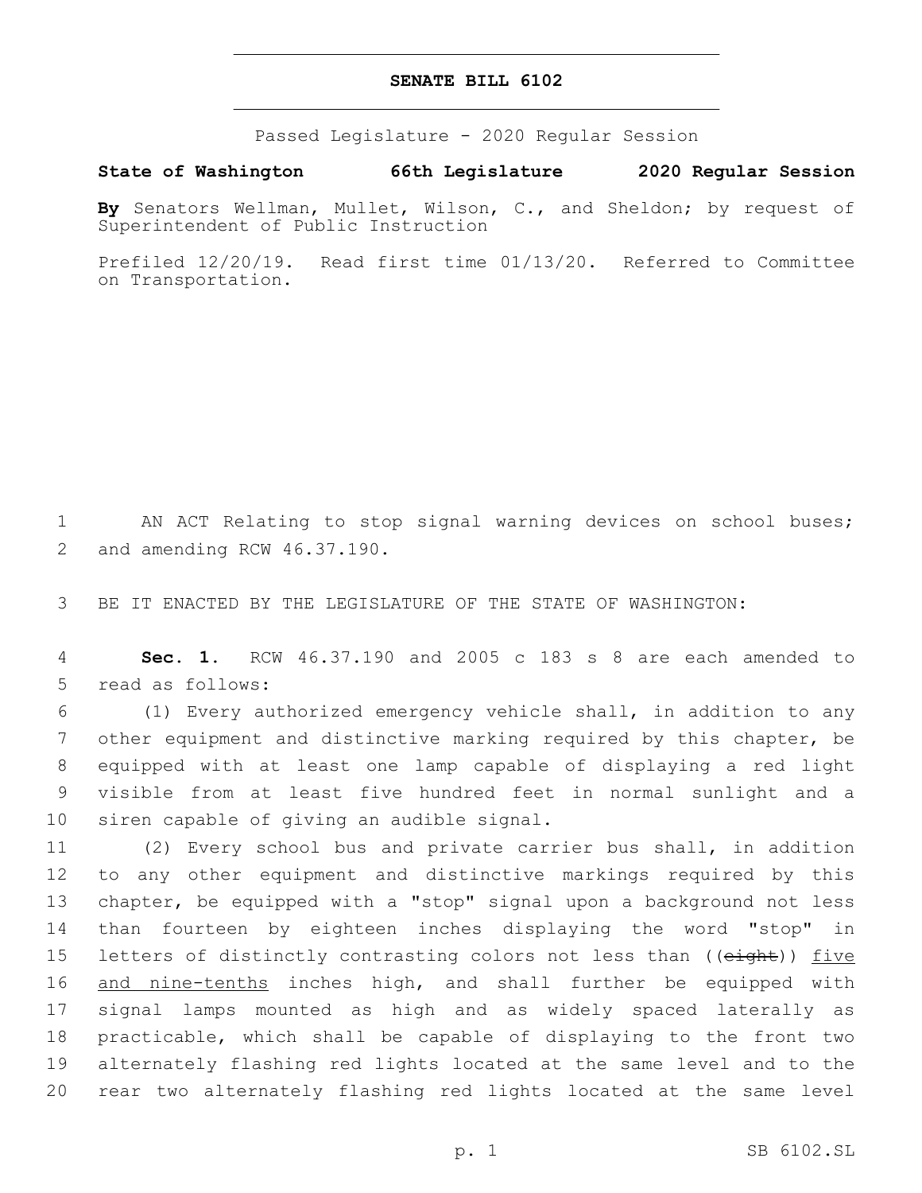# SENATE BILL 6102

Passed Legislature - 2020 Regular Session

**State of Washington 66th Legislature 2020 Regular Session**

**By** Senators Wellman, Mullet, Wilson, C., and Sheldon; by request of Superintendent of Public Instruction

Prefiled 12/20/19. Read first time 01/13/20. Referred to Committee on Transportation.

1 AN ACT Relating to stop signal warning devices on school buses; 2 and amending RCW 46.37.190.

3 BE IT ENACTED BY THE LEGISLATURE OF THE STATE OF WASHINGTON:

4 **Sec. 1.** RCW 46.37.190 and 2005 c 183 s 8 are each amended to 5 read as follows:

6 (1) Every authorized emergency vehicle shall, in addition to any 7 other equipment and distinctive marking required by this chapter, be 8 equipped with at least one lamp capable of displaying a red light 9 visible from at least five hundred feet in normal sunlight and a 10 siren capable of giving an audible signal.

11 (2) Every school bus and private carrier bus shall, in addition 12 to any other equipment and distinctive markings required by this 13 chapter, be equipped with a "stop" signal upon a background not less 14 than fourteen by eighteen inches displaying the word "stop" in 15 letters of distinctly contrasting colors not less than ((~~eight~~)) <u>five</u> 16 <u>and nine-tenths</u> inches high, and shall further be equipped with 17 signal lamps mounted as high and as widely spaced laterally as 18 practicable, which shall be capable of displaying to the front two 19 alternately flashing red lights located at the same level and to the 20 rear two alternately flashing red lights located at the same level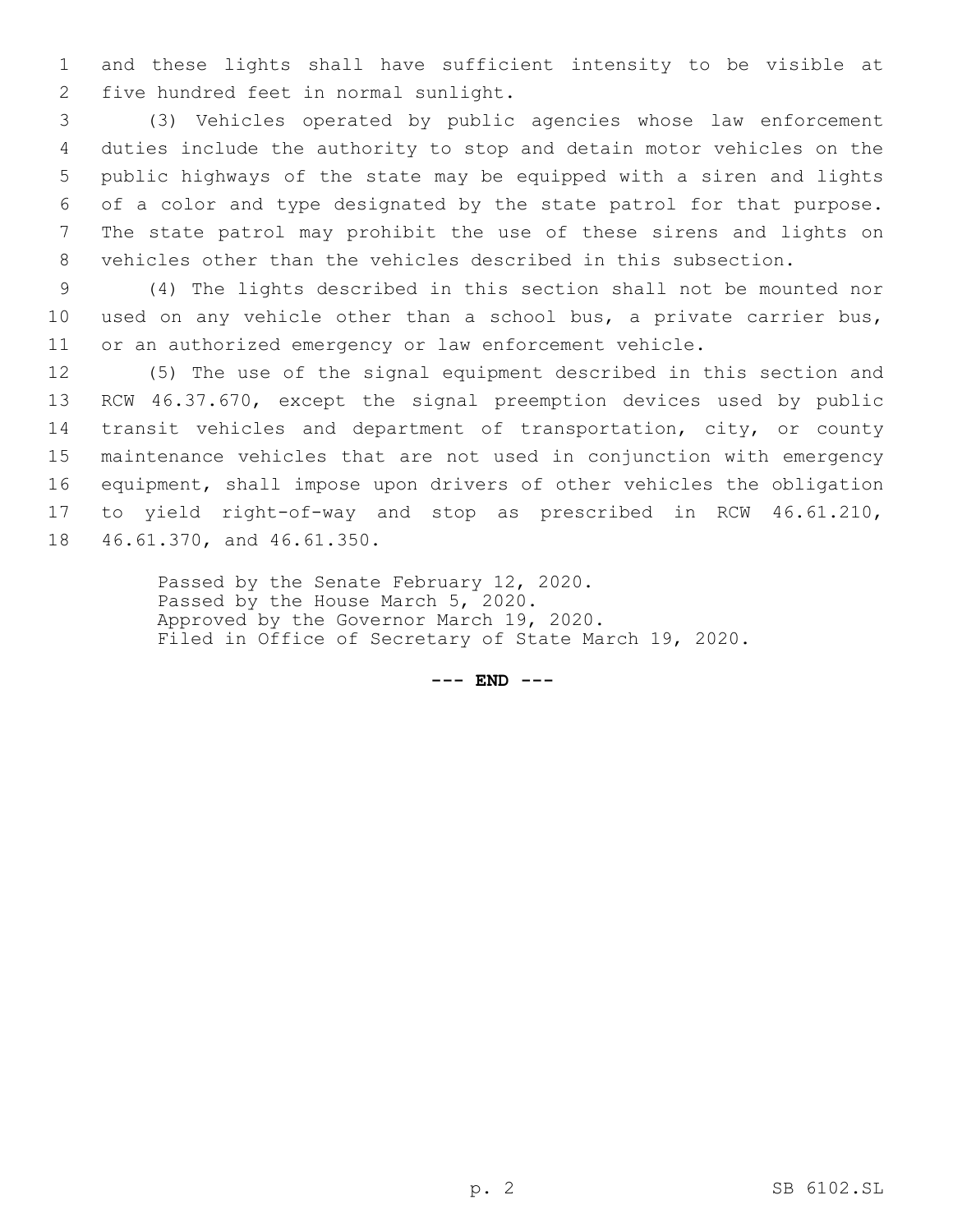and these lights shall have sufficient intensity to be visible at five hundred feet in normal sunlight.

(3) Vehicles operated by public agencies whose law enforcement duties include the authority to stop and detain motor vehicles on the public highways of the state may be equipped with a siren and lights of a color and type designated by the state patrol for that purpose. The state patrol may prohibit the use of these sirens and lights on vehicles other than the vehicles described in this subsection.

(4) The lights described in this section shall not be mounted nor used on any vehicle other than a school bus, a private carrier bus, or an authorized emergency or law enforcement vehicle.

(5) The use of the signal equipment described in this section and RCW 46.37.670, except the signal preemption devices used by public transit vehicles and department of transportation, city, or county maintenance vehicles that are not used in conjunction with emergency equipment, shall impose upon drivers of other vehicles the obligation to yield right-of-way and stop as prescribed in RCW 46.61.210, 46.61.370, and 46.61.350.

Passed by the Senate February 12, 2020.
Passed by the House March 5, 2020.
Approved by the Governor March 19, 2020.
Filed in Office of Secretary of State March 19, 2020.

**--- END ---**